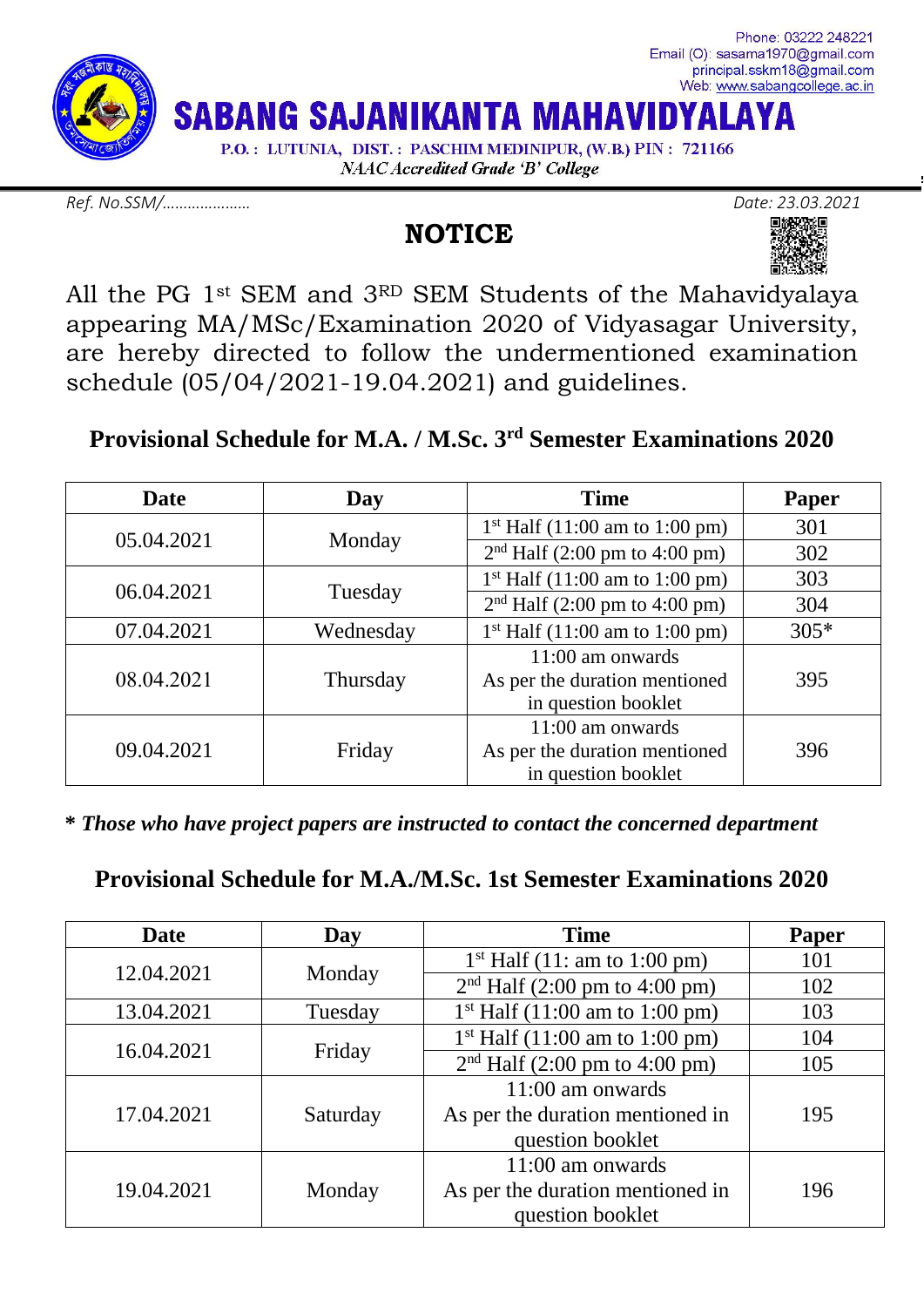Phone: 03222 248221
Email (O): sasama1970@gmail.com
principal.sskm18@gmail.com
Web: www.sabangcollege.ac.in

# SABANG SAJANIKANTA MAHAVIDYALAYA

P.O. : LUTUNIA, DIST. : PASCHIM MEDINIPUR, (W.B.) PIN : 721166

*NAAC Accredited Grade 'B' College*

*Ref. No.SSM/…………………* *Date: 23.03.2021*

## NOTICE

All the PG 1st SEM and 3RD SEM Students of the Mahavidyalaya appearing MA/MSc/Examination 2020 of Vidyasagar University, are hereby directed to follow the undermentioned examination schedule (05/04/2021-19.04.2021) and guidelines.

### Provisional Schedule for M.A. / M.Sc. 3rd Semester Examinations 2020

| Date | Day | Time | Paper |
|---|---|---|---|
| 05.04.2021 | Monday | 1st Half (11:00 am to 1:00 pm) | 301 |
| | | 2nd Half (2:00 pm to 4:00 pm) | 302 |
| 06.04.2021 | Tuesday | 1st Half (11:00 am to 1:00 pm) | 303 |
| | | 2nd Half (2:00 pm to 4:00 pm) | 304 |
| 07.04.2021 | Wednesday | 1st Half (11:00 am to 1:00 pm) | 305* |
| 08.04.2021 | Thursday | 11:00 am onwards As per the duration mentioned in question booklet | 395 |
| 09.04.2021 | Friday | 11:00 am onwards As per the duration mentioned in question booklet | 396 |

***** *Those who have project papers are instructed to contact the concerned department***

### Provisional Schedule for M.A./M.Sc. 1st Semester Examinations 2020

| Date | Day | Time | Paper |
|---|---|---|---|
| 12.04.2021 | Monday | 1st Half (11: am to 1:00 pm) | 101 |
| | | 2nd Half (2:00 pm to 4:00 pm) | 102 |
| 13.04.2021 | Tuesday | 1st Half (11:00 am to 1:00 pm) | 103 |
| 16.04.2021 | Friday | 1st Half (11:00 am to 1:00 pm) | 104 |
| | | 2nd Half (2:00 pm to 4:00 pm) | 105 |
| 17.04.2021 | Saturday | 11:00 am onwards As per the duration mentioned in question booklet | 195 |
| 19.04.2021 | Monday | 11:00 am onwards As per the duration mentioned in question booklet | 196 |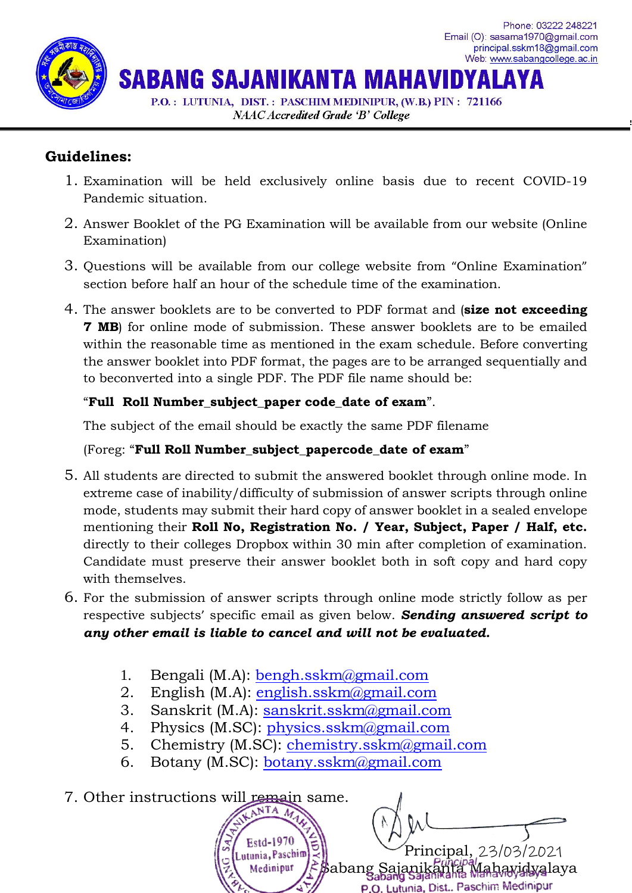Phone: 03222 248221
Email (O): sasama1970@gmail.com
principal.sskm18@gmail.com
Web: www.sabangcollege.ac.in

# SABANG SAJANIKANTA MAHAVIDYALAYA

P.O. : LUTUNIA, DIST. : PASCHIM MEDINIPUR, (W.B.) PIN : 721166

*NAAC Accredited Grade 'B' College*

## Guidelines:

1. Examination will be held exclusively online basis due to recent COVID-19 Pandemic situation.
2. Answer Booklet of the PG Examination will be available from our website (Online Examination)
3. Questions will be available from our college website from "Online Examination" section before half an hour of the schedule time of the examination.
4. The answer booklets are to be converted to PDF format and (**size not exceeding 7 MB**) for online mode of submission. These answer booklets are to be emailed within the reasonable time as mentioned in the exam schedule. Before converting the answer booklet into PDF format, the pages are to be arranged sequentially and to beconverted into a single PDF. The PDF file name should be:

   "**Full Roll Number_subject_paper code_date of exam**".

   The subject of the email should be exactly the same PDF filename

   (Foreg: "**Full Roll Number_subject_papercode_date of exam**"
5. All students are directed to submit the answered booklet through online mode. In extreme case of inability/difficulty of submission of answer scripts through online mode, students may submit their hard copy of answer booklet in a sealed envelope mentioning their **Roll No, Registration No. / Year, Subject, Paper / Half, etc.** directly to their colleges Dropbox within 30 min after completion of examination. Candidate must preserve their answer booklet both in soft copy and hard copy with themselves.
6. For the submission of answer scripts through online mode strictly follow as per respective subjects' specific email as given below. ***Sending answered script to any other email is liable to cancel and will not be evaluated.***

   1. Bengali (M.A): bengh.sskm@gmail.com
   2. English (M.A): english.sskm@gmail.com
   3. Sanskrit (M.A): sanskrit.sskm@gmail.com
   4. Physics (M.SC): physics.sskm@gmail.com
   5. Chemistry (M.SC): chemistry.sskm@gmail.com
   6. Botany (M.SC): botany.sskm@gmail.com

7. Other instructions will remain same.

Principal, 23/03/2021
Sabang Sajanikanta Mahavidyalaya